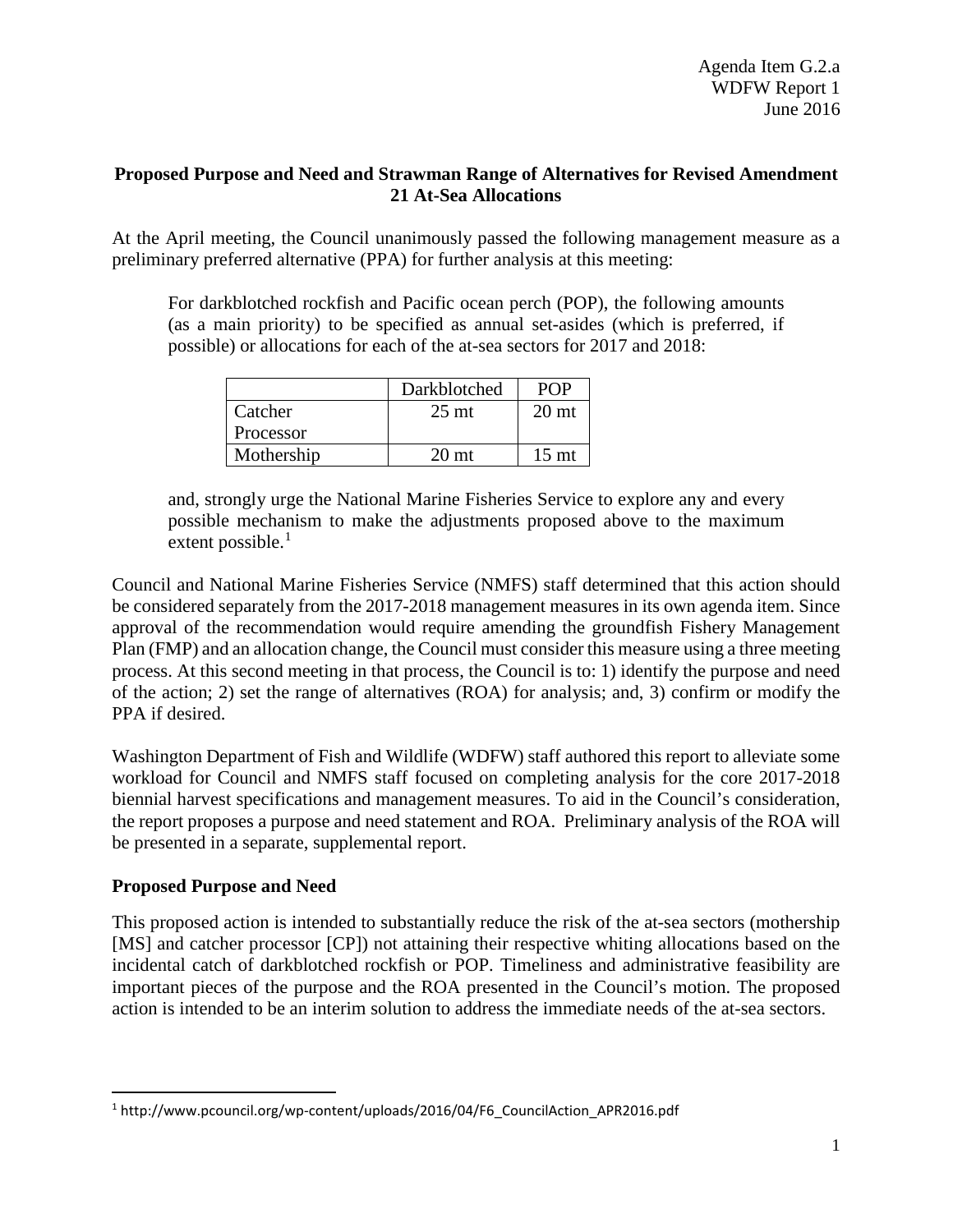Agenda Item G.2.a
WDFW Report 1
June 2016

## Proposed Purpose and Need and Strawman Range of Alternatives for Revised Amendment 21 At-Sea Allocations

At the April meeting, the Council unanimously passed the following management measure as a preliminary preferred alternative (PPA) for further analysis at this meeting:

> For darkblotched rockfish and Pacific ocean perch (POP), the following amounts (as a main priority) to be specified as annual set-asides (which is preferred, if possible) or allocations for each of the at-sea sectors for 2017 and 2018:
>
> | | Darkblotched | POP |
> |---|---|---|
> | Catcher Processor | 25 mt | 20 mt |
> | Mothership | 20 mt | 15 mt |
>
> and, strongly urge the National Marine Fisheries Service to explore any and every possible mechanism to make the adjustments proposed above to the maximum extent possible.[1]

Council and National Marine Fisheries Service (NMFS) staff determined that this action should be considered separately from the 2017-2018 management measures in its own agenda item. Since approval of the recommendation would require amending the groundfish Fishery Management Plan (FMP) and an allocation change, the Council must consider this measure using a three meeting process. At this second meeting in that process, the Council is to: 1) identify the purpose and need of the action; 2) set the range of alternatives (ROA) for analysis; and, 3) confirm or modify the PPA if desired.

Washington Department of Fish and Wildlife (WDFW) staff authored this report to alleviate some workload for Council and NMFS staff focused on completing analysis for the core 2017-2018 biennial harvest specifications and management measures. To aid in the Council's consideration, the report proposes a purpose and need statement and ROA. Preliminary analysis of the ROA will be presented in a separate, supplemental report.

### Proposed Purpose and Need

This proposed action is intended to substantially reduce the risk of the at-sea sectors (mothership [MS] and catcher processor [CP]) not attaining their respective whiting allocations based on the incidental catch of darkblotched rockfish or POP. Timeliness and administrative feasibility are important pieces of the purpose and the ROA presented in the Council's motion. The proposed action is intended to be an interim solution to address the immediate needs of the at-sea sectors.

[1] http://www.pcouncil.org/wp-content/uploads/2016/04/F6_CouncilAction_APR2016.pdf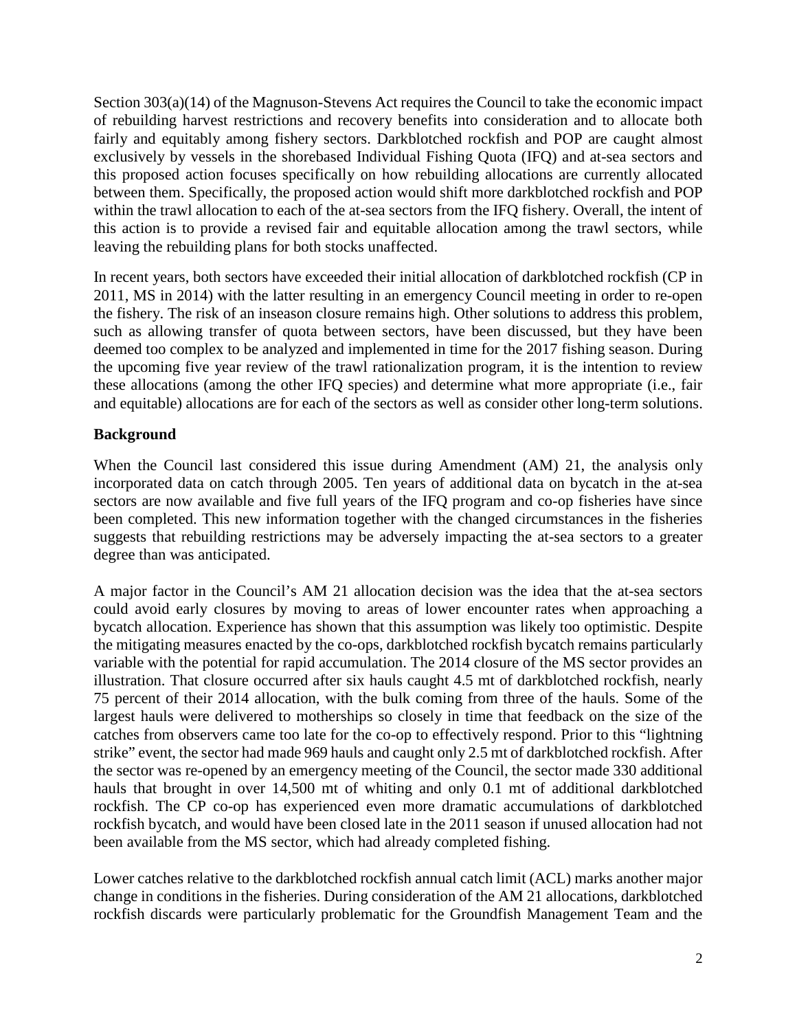Section 303(a)(14) of the Magnuson-Stevens Act requires the Council to take the economic impact of rebuilding harvest restrictions and recovery benefits into consideration and to allocate both fairly and equitably among fishery sectors. Darkblotched rockfish and POP are caught almost exclusively by vessels in the shorebased Individual Fishing Quota (IFQ) and at-sea sectors and this proposed action focuses specifically on how rebuilding allocations are currently allocated between them. Specifically, the proposed action would shift more darkblotched rockfish and POP within the trawl allocation to each of the at-sea sectors from the IFQ fishery. Overall, the intent of this action is to provide a revised fair and equitable allocation among the trawl sectors, while leaving the rebuilding plans for both stocks unaffected.

In recent years, both sectors have exceeded their initial allocation of darkblotched rockfish (CP in 2011, MS in 2014) with the latter resulting in an emergency Council meeting in order to re-open the fishery. The risk of an inseason closure remains high. Other solutions to address this problem, such as allowing transfer of quota between sectors, have been discussed, but they have been deemed too complex to be analyzed and implemented in time for the 2017 fishing season. During the upcoming five year review of the trawl rationalization program, it is the intention to review these allocations (among the other IFQ species) and determine what more appropriate (i.e., fair and equitable) allocations are for each of the sectors as well as consider other long-term solutions.

## Background

When the Council last considered this issue during Amendment (AM) 21, the analysis only incorporated data on catch through 2005. Ten years of additional data on bycatch in the at-sea sectors are now available and five full years of the IFQ program and co-op fisheries have since been completed. This new information together with the changed circumstances in the fisheries suggests that rebuilding restrictions may be adversely impacting the at-sea sectors to a greater degree than was anticipated.

A major factor in the Council's AM 21 allocation decision was the idea that the at-sea sectors could avoid early closures by moving to areas of lower encounter rates when approaching a bycatch allocation. Experience has shown that this assumption was likely too optimistic. Despite the mitigating measures enacted by the co-ops, darkblotched rockfish bycatch remains particularly variable with the potential for rapid accumulation. The 2014 closure of the MS sector provides an illustration. That closure occurred after six hauls caught 4.5 mt of darkblotched rockfish, nearly 75 percent of their 2014 allocation, with the bulk coming from three of the hauls. Some of the largest hauls were delivered to motherships so closely in time that feedback on the size of the catches from observers came too late for the co-op to effectively respond. Prior to this "lightning strike" event, the sector had made 969 hauls and caught only 2.5 mt of darkblotched rockfish. After the sector was re-opened by an emergency meeting of the Council, the sector made 330 additional hauls that brought in over 14,500 mt of whiting and only 0.1 mt of additional darkblotched rockfish. The CP co-op has experienced even more dramatic accumulations of darkblotched rockfish bycatch, and would have been closed late in the 2011 season if unused allocation had not been available from the MS sector, which had already completed fishing.

Lower catches relative to the darkblotched rockfish annual catch limit (ACL) marks another major change in conditions in the fisheries. During consideration of the AM 21 allocations, darkblotched rockfish discards were particularly problematic for the Groundfish Management Team and the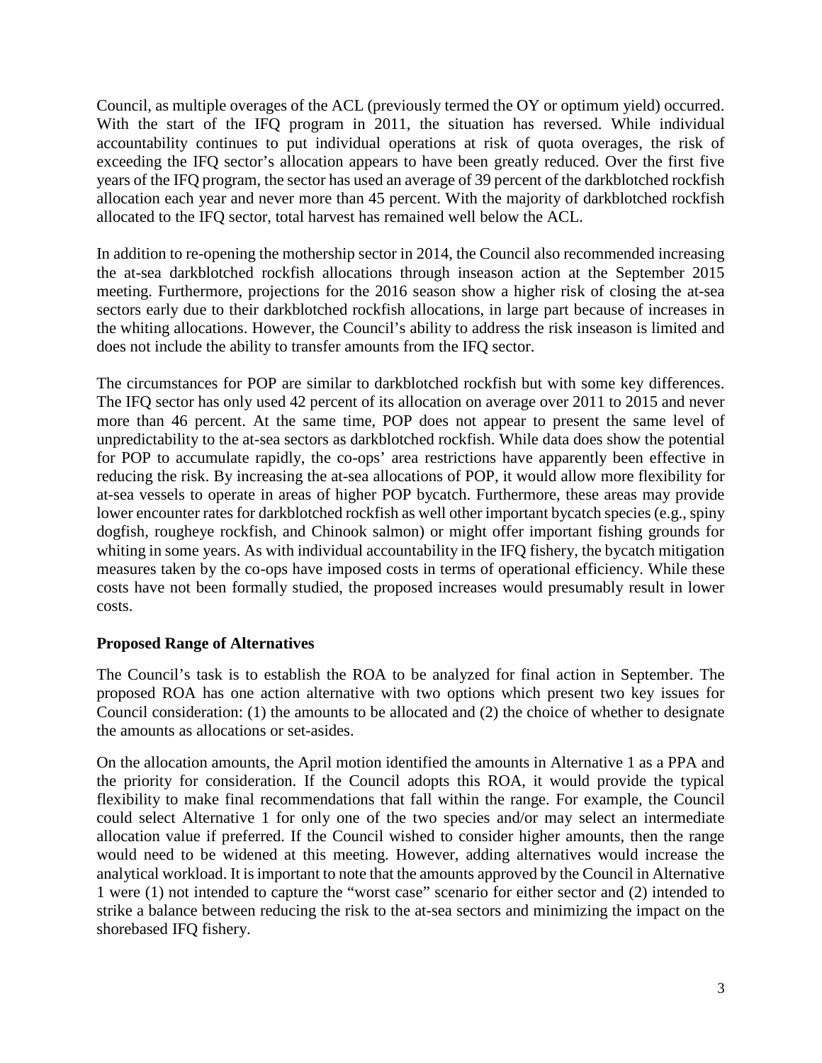Council, as multiple overages of the ACL (previously termed the OY or optimum yield) occurred. With the start of the IFQ program in 2011, the situation has reversed. While individual accountability continues to put individual operations at risk of quota overages, the risk of exceeding the IFQ sector's allocation appears to have been greatly reduced. Over the first five years of the IFQ program, the sector has used an average of 39 percent of the darkblotched rockfish allocation each year and never more than 45 percent. With the majority of darkblotched rockfish allocated to the IFQ sector, total harvest has remained well below the ACL.

In addition to re-opening the mothership sector in 2014, the Council also recommended increasing the at-sea darkblotched rockfish allocations through inseason action at the September 2015 meeting. Furthermore, projections for the 2016 season show a higher risk of closing the at-sea sectors early due to their darkblotched rockfish allocations, in large part because of increases in the whiting allocations. However, the Council's ability to address the risk inseason is limited and does not include the ability to transfer amounts from the IFQ sector.

The circumstances for POP are similar to darkblotched rockfish but with some key differences. The IFQ sector has only used 42 percent of its allocation on average over 2011 to 2015 and never more than 46 percent. At the same time, POP does not appear to present the same level of unpredictability to the at-sea sectors as darkblotched rockfish. While data does show the potential for POP to accumulate rapidly, the co-ops' area restrictions have apparently been effective in reducing the risk. By increasing the at-sea allocations of POP, it would allow more flexibility for at-sea vessels to operate in areas of higher POP bycatch. Furthermore, these areas may provide lower encounter rates for darkblotched rockfish as well other important bycatch species (e.g., spiny dogfish, rougheye rockfish, and Chinook salmon) or might offer important fishing grounds for whiting in some years. As with individual accountability in the IFQ fishery, the bycatch mitigation measures taken by the co-ops have imposed costs in terms of operational efficiency. While these costs have not been formally studied, the proposed increases would presumably result in lower costs.

**Proposed Range of Alternatives**

The Council's task is to establish the ROA to be analyzed for final action in September. The proposed ROA has one action alternative with two options which present two key issues for Council consideration: (1) the amounts to be allocated and (2) the choice of whether to designate the amounts as allocations or set-asides.

On the allocation amounts, the April motion identified the amounts in Alternative 1 as a PPA and the priority for consideration. If the Council adopts this ROA, it would provide the typical flexibility to make final recommendations that fall within the range. For example, the Council could select Alternative 1 for only one of the two species and/or may select an intermediate allocation value if preferred. If the Council wished to consider higher amounts, then the range would need to be widened at this meeting. However, adding alternatives would increase the analytical workload. It is important to note that the amounts approved by the Council in Alternative 1 were (1) not intended to capture the "worst case" scenario for either sector and (2) intended to strike a balance between reducing the risk to the at-sea sectors and minimizing the impact on the shorebased IFQ fishery.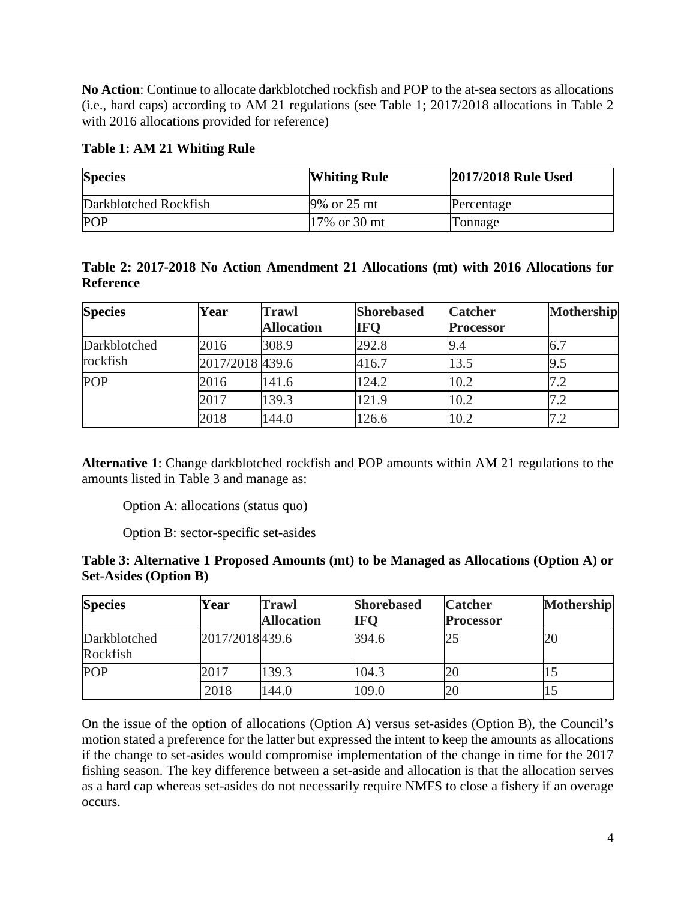**No Action**: Continue to allocate darkblotched rockfish and POP to the at-sea sectors as allocations (i.e., hard caps) according to AM 21 regulations (see Table 1; 2017/2018 allocations in Table 2 with 2016 allocations provided for reference)

**Table 1: AM 21 Whiting Rule**

| Species | Whiting Rule | 2017/2018 Rule Used |
|---|---|---|
| Darkblotched Rockfish | 9% or 25 mt | Percentage |
| POP | 17% or 30 mt | Tonnage |

**Table 2: 2017-2018 No Action Amendment 21 Allocations (mt) with 2016 Allocations for Reference**

| Species | Year | Trawl Allocation | Shorebased IFQ | Catcher Processor | Mothership |
|---|---|---|---|---|---|
| Darkblotched rockfish | 2016 | 308.9 | 292.8 | 9.4 | 6.7 |
| | 2017/2018 | 439.6 | 416.7 | 13.5 | 9.5 |
| POP | 2016 | 141.6 | 124.2 | 10.2 | 7.2 |
| | 2017 | 139.3 | 121.9 | 10.2 | 7.2 |
| | 2018 | 144.0 | 126.6 | 10.2 | 7.2 |

**Alternative 1**: Change darkblotched rockfish and POP amounts within AM 21 regulations to the amounts listed in Table 3 and manage as:

Option A: allocations (status quo)

Option B: sector-specific set-asides

**Table 3: Alternative 1 Proposed Amounts (mt) to be Managed as Allocations (Option A) or Set-Asides (Option B)**

| Species | Year | Trawl Allocation | Shorebased IFQ | Catcher Processor | Mothership |
|---|---|---|---|---|---|
| Darkblotched Rockfish | 2017/2018 | 439.6 | 394.6 | 25 | 20 |
| POP | 2017 | 139.3 | 104.3 | 20 | 15 |
| | 2018 | 144.0 | 109.0 | 20 | 15 |

On the issue of the option of allocations (Option A) versus set-asides (Option B), the Council's motion stated a preference for the latter but expressed the intent to keep the amounts as allocations if the change to set-asides would compromise implementation of the change in time for the 2017 fishing season. The key difference between a set-aside and allocation is that the allocation serves as a hard cap whereas set-asides do not necessarily require NMFS to close a fishery if an overage occurs.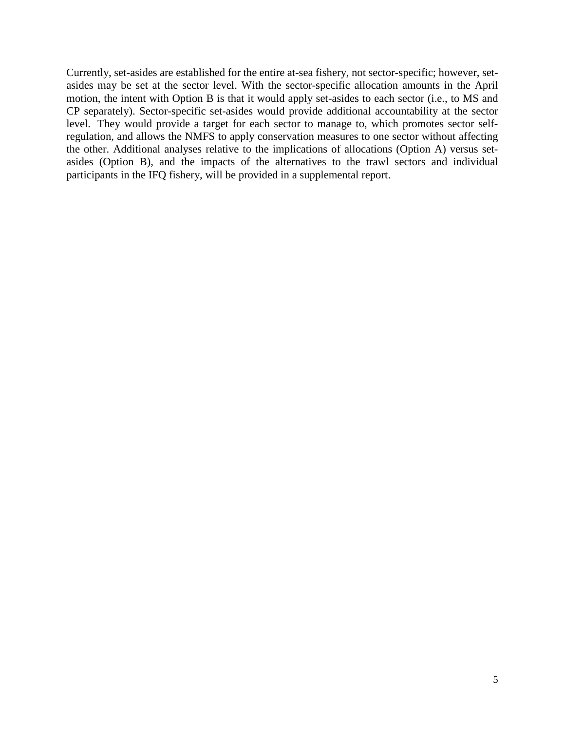Currently, set-asides are established for the entire at-sea fishery, not sector-specific; however, set-asides may be set at the sector level. With the sector-specific allocation amounts in the April motion, the intent with Option B is that it would apply set-asides to each sector (i.e., to MS and CP separately). Sector-specific set-asides would provide additional accountability at the sector level. They would provide a target for each sector to manage to, which promotes sector self-regulation, and allows the NMFS to apply conservation measures to one sector without affecting the other. Additional analyses relative to the implications of allocations (Option A) versus set-asides (Option B), and the impacts of the alternatives to the trawl sectors and individual participants in the IFQ fishery, will be provided in a supplemental report.